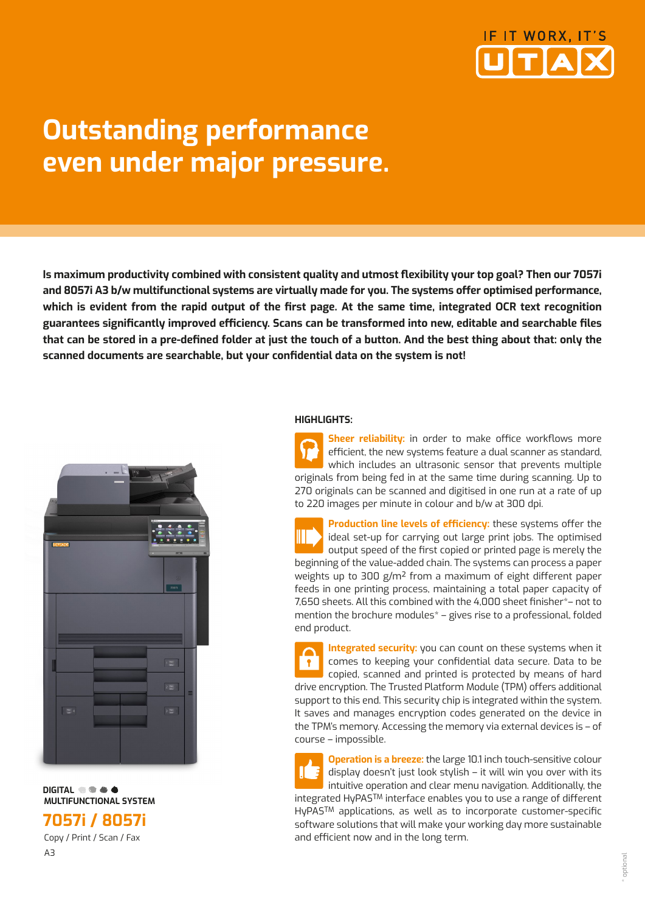IF IT WORX, IT'S UTAX

# Outstanding performance even under major pressure.

**Is maximum productivity combined with consistent quality and utmost flexibility your top goal? Then our 7057i and 8057i A3 b/w multifunctional systems are virtually made for you. The systems offer optimised performance, which is evident from the rapid output of the first page. At the same time, integrated OCR text recognition guarantees significantly improved efficiency. Scans can be transformed into new, editable and searchable files that can be stored in a pre-defined folder at just the touch of a button. And the best thing about that: only the scanned documents are searchable, but your confidential data on the system is not!**

**DIGITAL MULTIFUNCTIONAL SYSTEM**

## 7057i / 8057i

Copy / Print / Scan / Fax

A3

### HIGHLIGHTS:

**Sheer reliability:** in order to make office workflows more efficient, the new systems feature a dual scanner as standard, which includes an ultrasonic sensor that prevents multiple originals from being fed in at the same time during scanning. Up to 270 originals can be scanned and digitised in one run at a rate of up to 220 images per minute in colour and b/w at 300 dpi.

**Production line levels of efficiency:** these systems offer the ideal set-up for carrying out large print jobs. The optimised output speed of the first copied or printed page is merely the beginning of the value-added chain. The systems can process a paper weights up to 300 g/m² from a maximum of eight different paper feeds in one printing process, maintaining a total paper capacity of 7,650 sheets. All this combined with the 4,000 sheet finisher*– not to mention the brochure modules* – gives rise to a professional, folded end product.

**Integrated security:** you can count on these systems when it comes to keeping your confidential data secure. Data to be copied, scanned and printed is protected by means of hard drive encryption. The Trusted Platform Module (TPM) offers additional support to this end. This security chip is integrated within the system. It saves and manages encryption codes generated on the device in the TPM's memory. Accessing the memory via external devices is – of course – impossible.

**Operation is a breeze:** the large 10.1 inch touch-sensitive colour display doesn't just look stylish – it will win you over with its intuitive operation and clear menu navigation. Additionally, the integrated HyPAS™ interface enables you to use a range of different HyPAS™ applications, as well as to incorporate customer-specific software solutions that will make your working day more sustainable and efficient now and in the long term.

* optional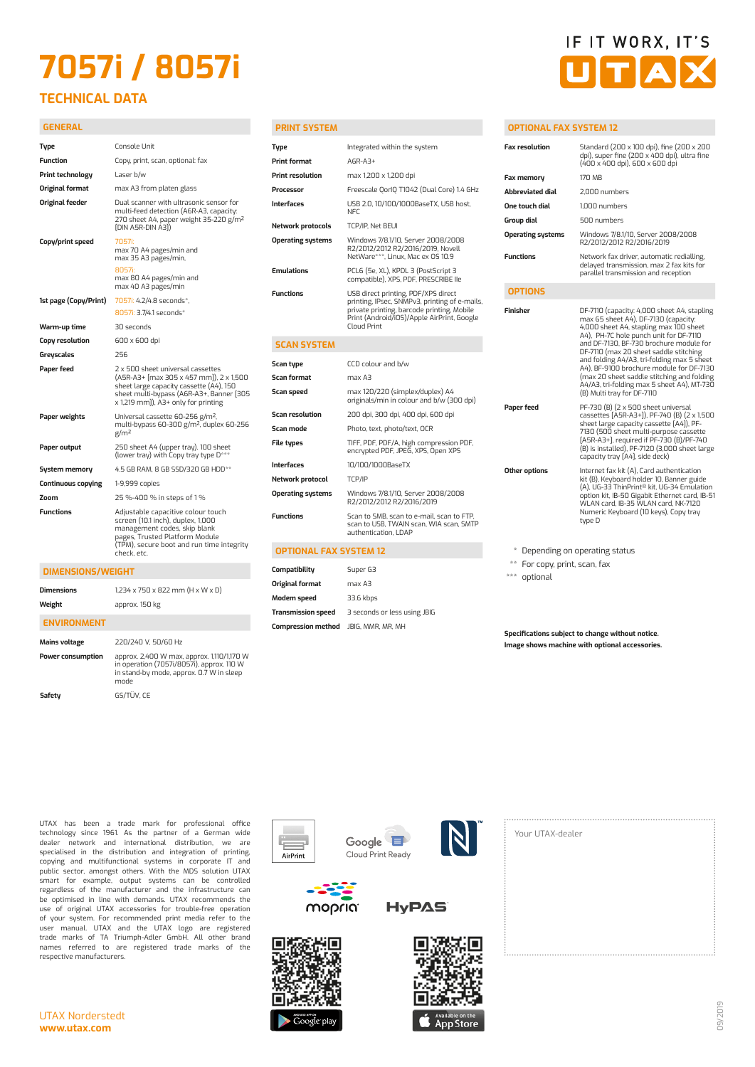# 7057i / 8057i

## TECHNICAL DATA

### GENERAL

| | |
|---|---|
| **Type** | Console Unit |
| **Function** | Copy, print, scan, optional: fax |
| **Print technology** | Laser b/w |
| **Original format** | max A3 from platen glass |
| **Original feeder** | Dual scanner with ultrasonic sensor for multi-feed detection (A6R-A3, capacity: 270 sheet A4, paper weight 35-220 g/m² [DIN A5R-DIN A3]) |
| **Copy/print speed** | 7057i: max 70 A4 pages/min and max 35 A3 pages/min, 8057i: max 80 A4 pages/min and max 40 A3 pages/min |
| **1st page (Copy/Print)** | 7057i: 4.2/4.8 seconds*, 8057i: 3.7/4.1 seconds* |
| **Warm-up time** | 30 seconds |
| **Copy resolution** | 600 x 600 dpi |
| **Greyscales** | 256 |
| **Paper feed** | 2 x 500 sheet universal cassettes (A5R-A3+ [max 305 x 457 mm]), 2 x 1,500 sheet large capacity cassette (A4), 150 sheet multi-bypass (A6R-A3+, Banner [305 x 1,219 mm]), A3+ only for printing |
| **Paper weights** | Universal cassette 60-256 g/m², multi-bypass 60-300 g/m², duplex 60-256 g/m² |
| **Paper output** | 250 sheet A4 (upper tray), 100 sheet (lower tray) with Copy tray type D*** |
| **System memory** | 4.5 GB RAM, 8 GB SSD/320 GB HDD** |
| **Continuous copying** | 1-9,999 copies |
| **Zoom** | 25 %-400 % in steps of 1 % |
| **Functions** | Adjustable capacitive colour touch screen (10.1 inch), 1,000 management codes, skip blank pages, Trusted Platform Module (TPM), secure boot and run time integrity check, etc. |

### DIMENSIONS/WEIGHT

| | |
|---|---|
| **Dimensions** | 1,234 x 750 x 822 mm (H x W x D) |
| **Weight** | approx. 150 kg |

### ENVIRONMENT

| | |
|---|---|
| **Mains voltage** | 220/240 V, 50/60 Hz |
| **Power consumption** | approx. 2,400 W max, approx. 1,110/1,170 W in operation (7057i/8057i), approx. 110 W in stand-by mode, approx. 0.7 W in sleep mode |
| **Safety** | GS/TÜV, CE |

### PRINT SYSTEM

| | |
|---|---|
| **Type** | Integrated within the system |
| **Print format** | A6R-A3+ |
| **Print resolution** | max 1,200 x 1,200 dpi |
| **Processor** | Freescale QorIQ T1042 (Dual Core) 1.4 GHz |
| **Interfaces** | USB 2.0, 10/100/1000BaseTX, USB host, NFC |
| **Network protocols** | TCP/IP, Net BEUI |
| **Operating systems** | Windows 7/8.1/10, Server 2008/2008 R2/2012/2012 R2/2016/2019, Novell NetWare***, Linux, Mac ex OS 10.9 |
| **Emulations** | PCL6 (5e, XL), KPDL 3 (PostScript 3 compatible), XPS, PDF, PRESCRIBE IIe |
| **Functions** | USB direct printing, PDF/XPS direct printing, IPsec, SNMPv3, printing of e-mails, private printing, barcode printing, Mobile Print (Android/iOS)/Apple AirPrint, Google Cloud Print |

### SCAN SYSTEM

| | |
|---|---|
| **Scan type** | CCD colour and b/w |
| **Scan format** | max A3 |
| **Scan speed** | max 120/220 (simplex/duplex) A4 originals/min in colour and b/w (300 dpi) |
| **Scan resolution** | 200 dpi, 300 dpi, 400 dpi, 600 dpi |
| **Scan mode** | Photo, text, photo/text, OCR |
| **File types** | TIFF, PDF, PDF/A, high compression PDF, encrypted PDF, JPEG, XPS, Open XPS |
| **Interfaces** | 10/100/1000BaseTX |
| **Network protocol** | TCP/IP |
| **Operating systems** | Windows 7/8.1/10, Server 2008/2008 R2/2012/2012 R2/2016/2019 |
| **Functions** | Scan to SMB, scan to e-mail, scan to FTP, scan to USB, TWAIN scan, WIA scan, SMTP authentication, LDAP |

### OPTIONAL FAX SYSTEM 12

| | |
|---|---|
| **Compatibility** | Super G3 |
| **Original format** | max A3 |
| **Modem speed** | 33.6 kbps |
| **Transmission speed** | 3 seconds or less using JBIG |
| **Compression method** | JBIG, MMR, MR, MH |
| **Fax resolution** | Standard (200 x 100 dpi), fine (200 x 200 dpi), super fine (200 x 400 dpi), ultra fine (400 x 400 dpi), 600 x 600 dpi |
| **Fax memory** | 170 MB |
| **Abbreviated dial** | 2,000 numbers |
| **One touch dial** | 1,000 numbers |
| **Group dial** | 500 numbers |
| **Operating systems** | Windows 7/8.1/10, Server 2008/2008 R2/2012/2012 R2/2016/2019 |
| **Functions** | Network fax driver, automatic redialling, delayed transmission, max 2 fax kits for parallel transmission and reception |

### OPTIONS

| | |
|---|---|
| **Finisher** | DF-7110 (capacity: 4,000 sheet A4, stapling max 65 sheet A4), DF-7130 (capacity: 4,000 sheet A4, stapling max 100 sheet A4), PH-7C hole punch unit for DF-7110 and DF-7130, BF-730 brochure module for DF-7110 (max 20 sheet saddle stitching and folding A4/A3, tri-folding max 5 sheet A4), BF-9100 brochure module for DF-7130 (max 20 sheet saddle stitching and folding A4/A3, tri-folding max 5 sheet A4), MT-730 (B) Multi tray for DF-7110 |
| **Paper feed** | PF-730 (B) (2 x 500 sheet universal cassettes [A5R-A3+]), PF-740 (B) (2 x 1,500 sheet large capacity cassette [A4]), PF-7130 (500 sheet multi-purpose cassette [A5R-A3+], required if PF-730 (B)/PF-740 (B) is installed), PF-7120 (3,000 sheet large capacity tray [A4], side deck) |
| **Other options** | Internet fax kit (A), Card authentication kit (B), Keyboard holder 10, Banner guide (A), UG-33 ThinPrint® kit, UG-34 Emulation option kit, IB-50 Gigabit Ethernet card, IB-51 WLAN card, IB-35 WLAN card, NK-7120 Numeric Keyboard (10 keys), Copy tray type D |

\* Depending on operating status
\*\* For copy, print, scan, fax
\*\*\* optional

**Specifications subject to change without notice.**
**Image shows machine with optional accessories.**

UTAX has been a trade mark for professional office technology since 1961. As the partner of a German wide dealer network and international distribution, we are specialised in the distribution and integration of printing, copying and multifunctional systems in corporate IT and public sector, amongst others. With the MDS solution UTAX smart for example, output systems can be controlled regardless of the manufacturer and the infrastructure can be optimised in line with demands. UTAX recommends the use of original UTAX accessories for trouble-free operation of your system. For recommended print media refer to the user manual. UTAX and the UTAX logo are registered trade marks of TA Triumph-Adler GmbH. All other brand names referred to are registered trade marks of the respective manufacturers.

AirPrint
Google Cloud Print Ready
mopria
HyPAS
Google play
App Store

Your UTAX-dealer

UTAX Norderstedt
**www.utax.com**

09/2019